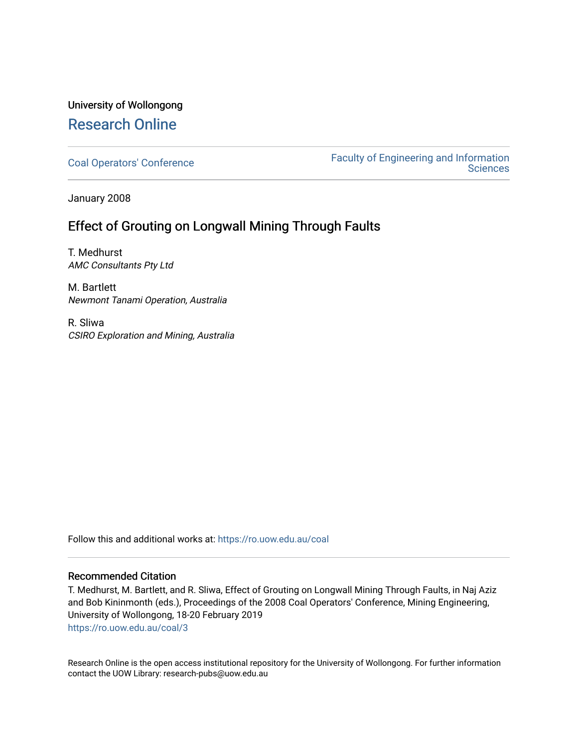University of Wollongong

# Research Online

Coal Operators' Conference | Faculty of Engineering and Information Sciences

January 2008

## Effect of Grouting on Longwall Mining Through Faults

T. Medhurst
*AMC Consultants Pty Ltd*

M. Bartlett
*Newmont Tanami Operation, Australia*

R. Sliwa
*CSIRO Exploration and Mining, Australia*

Follow this and additional works at: https://ro.uow.edu.au/coal

### Recommended Citation

T. Medhurst, M. Bartlett, and R. Sliwa, Effect of Grouting on Longwall Mining Through Faults, in Naj Aziz and Bob Kininmonth (eds.), Proceedings of the 2008 Coal Operators' Conference, Mining Engineering, University of Wollongong, 18-20 February 2019
https://ro.uow.edu.au/coal/3

Research Online is the open access institutional repository for the University of Wollongong. For further information contact the UOW Library: research-pubs@uow.edu.au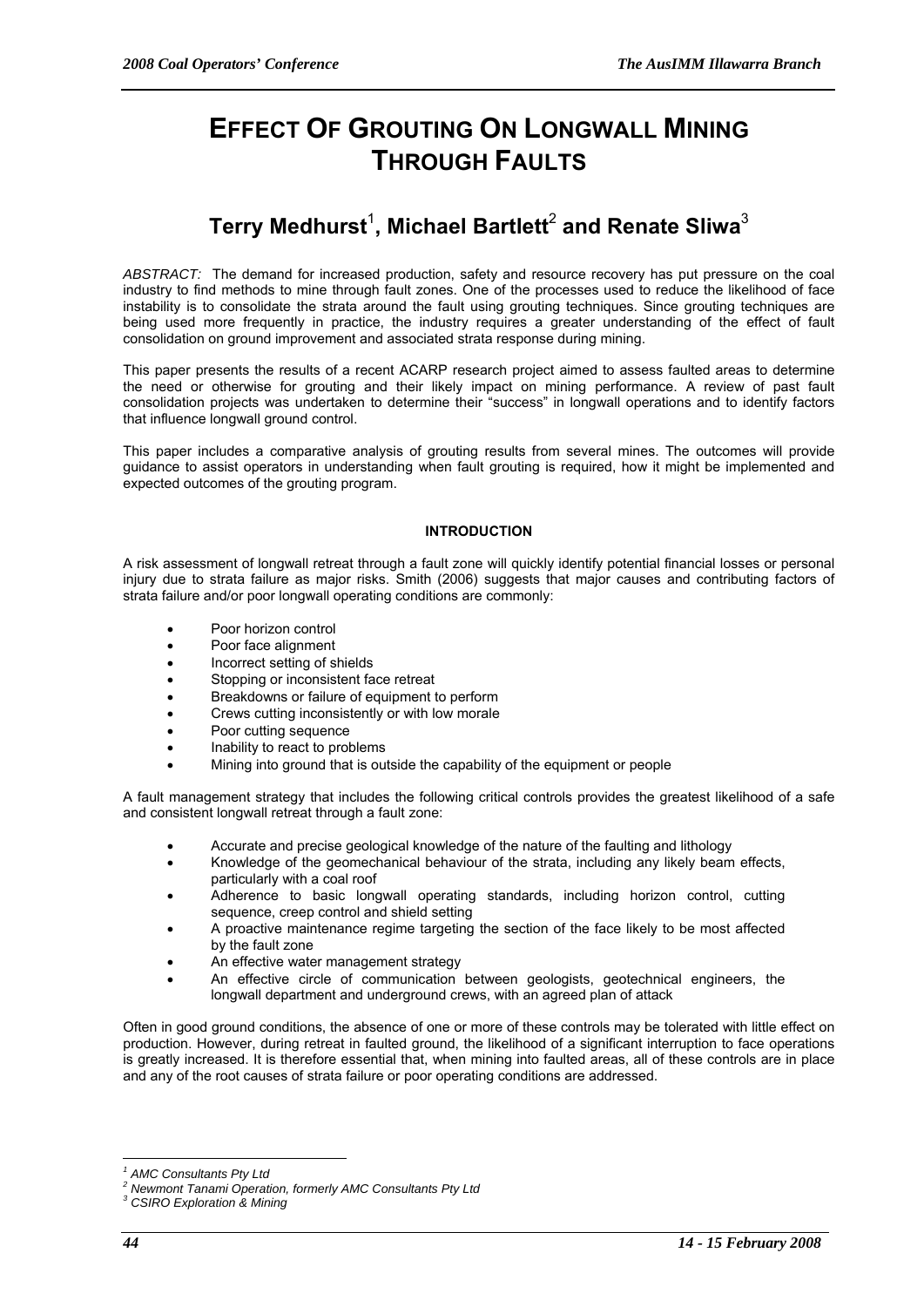# EFFECT OF GROUTING ON LONGWALL MINING THROUGH FAULTS

## Terry Medhurst[1], Michael Bartlett[2] and Renate Sliwa[3]

*ABSTRACT:* The demand for increased production, safety and resource recovery has put pressure on the coal industry to find methods to mine through fault zones. One of the processes used to reduce the likelihood of face instability is to consolidate the strata around the fault using grouting techniques. Since grouting techniques are being used more frequently in practice, the industry requires a greater understanding of the effect of fault consolidation on ground improvement and associated strata response during mining.

This paper presents the results of a recent ACARP research project aimed to assess faulted areas to determine the need or otherwise for grouting and their likely impact on mining performance. A review of past fault consolidation projects was undertaken to determine their "success" in longwall operations and to identify factors that influence longwall ground control.

This paper includes a comparative analysis of grouting results from several mines. The outcomes will provide guidance to assist operators in understanding when fault grouting is required, how it might be implemented and expected outcomes of the grouting program.

### INTRODUCTION

A risk assessment of longwall retreat through a fault zone will quickly identify potential financial losses or personal injury due to strata failure as major risks. Smith (2006) suggests that major causes and contributing factors of strata failure and/or poor longwall operating conditions are commonly:

- Poor horizon control
- Poor face alignment
- Incorrect setting of shields
- Stopping or inconsistent face retreat
- Breakdowns or failure of equipment to perform
- Crews cutting inconsistently or with low morale
- Poor cutting sequence
- Inability to react to problems
- Mining into ground that is outside the capability of the equipment or people

A fault management strategy that includes the following critical controls provides the greatest likelihood of a safe and consistent longwall retreat through a fault zone:

- Accurate and precise geological knowledge of the nature of the faulting and lithology
- Knowledge of the geomechanical behaviour of the strata, including any likely beam effects, particularly with a coal roof
- Adherence to basic longwall operating standards, including horizon control, cutting sequence, creep control and shield setting
- A proactive maintenance regime targeting the section of the face likely to be most affected by the fault zone
- An effective water management strategy
- An effective circle of communication between geologists, geotechnical engineers, the longwall department and underground crews, with an agreed plan of attack

Often in good ground conditions, the absence of one or more of these controls may be tolerated with little effect on production. However, during retreat in faulted ground, the likelihood of a significant interruption to face operations is greatly increased. It is therefore essential that, when mining into faulted areas, all of these controls are in place and any of the root causes of strata failure or poor operating conditions are addressed.

---

[1] *AMC Consultants Pty Ltd*
[2] *Newmont Tanami Operation, formerly AMC Consultants Pty Ltd*
[3] *CSIRO Exploration & Mining*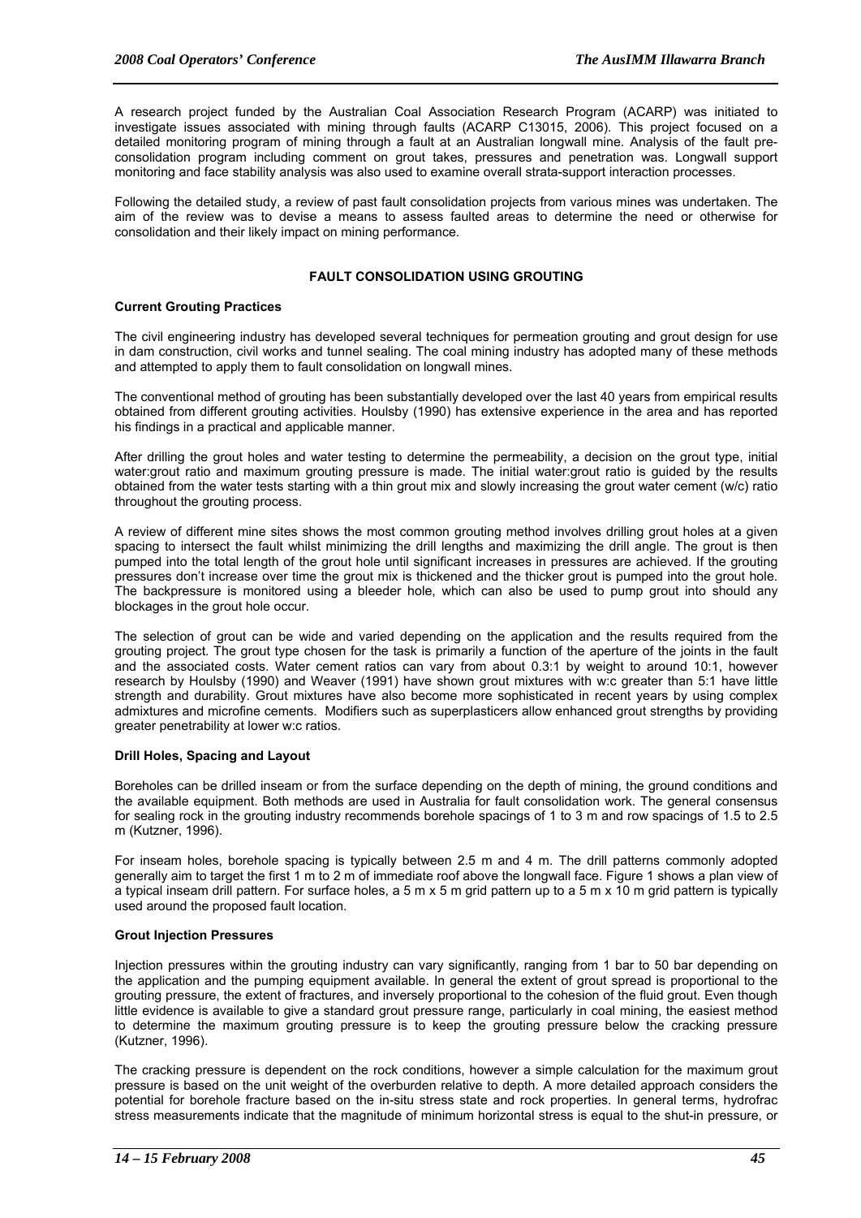A research project funded by the Australian Coal Association Research Program (ACARP) was initiated to investigate issues associated with mining through faults (ACARP C13015, 2006). This project focused on a detailed monitoring program of mining through a fault at an Australian longwall mine. Analysis of the fault pre-consolidation program including comment on grout takes, pressures and penetration was. Longwall support monitoring and face stability analysis was also used to examine overall strata-support interaction processes.

Following the detailed study, a review of past fault consolidation projects from various mines was undertaken. The aim of the review was to devise a means to assess faulted areas to determine the need or otherwise for consolidation and their likely impact on mining performance.

## FAULT CONSOLIDATION USING GROUTING

### Current Grouting Practices

The civil engineering industry has developed several techniques for permeation grouting and grout design for use in dam construction, civil works and tunnel sealing. The coal mining industry has adopted many of these methods and attempted to apply them to fault consolidation on longwall mines.

The conventional method of grouting has been substantially developed over the last 40 years from empirical results obtained from different grouting activities. Houlsby (1990) has extensive experience in the area and has reported his findings in a practical and applicable manner.

After drilling the grout holes and water testing to determine the permeability, a decision on the grout type, initial water:grout ratio and maximum grouting pressure is made. The initial water:grout ratio is guided by the results obtained from the water tests starting with a thin grout mix and slowly increasing the grout water cement (w/c) ratio throughout the grouting process.

A review of different mine sites shows the most common grouting method involves drilling grout holes at a given spacing to intersect the fault whilst minimizing the drill lengths and maximizing the drill angle. The grout is then pumped into the total length of the grout hole until significant increases in pressures are achieved. If the grouting pressures don't increase over time the grout mix is thickened and the thicker grout is pumped into the grout hole. The backpressure is monitored using a bleeder hole, which can also be used to pump grout into should any blockages in the grout hole occur.

The selection of grout can be wide and varied depending on the application and the results required from the grouting project. The grout type chosen for the task is primarily a function of the aperture of the joints in the fault and the associated costs. Water cement ratios can vary from about 0.3:1 by weight to around 10:1, however research by Houlsby (1990) and Weaver (1991) have shown grout mixtures with w:c greater than 5:1 have little strength and durability. Grout mixtures have also become more sophisticated in recent years by using complex admixtures and microfine cements. Modifiers such as superplasticers allow enhanced grout strengths by providing greater penetrability at lower w:c ratios.

### Drill Holes, Spacing and Layout

Boreholes can be drilled inseam or from the surface depending on the depth of mining, the ground conditions and the available equipment. Both methods are used in Australia for fault consolidation work. The general consensus for sealing rock in the grouting industry recommends borehole spacings of 1 to 3 m and row spacings of 1.5 to 2.5 m (Kutzner, 1996).

For inseam holes, borehole spacing is typically between 2.5 m and 4 m. The drill patterns commonly adopted generally aim to target the first 1 m to 2 m of immediate roof above the longwall face. Figure 1 shows a plan view of a typical inseam drill pattern. For surface holes, a 5 m x 5 m grid pattern up to a 5 m x 10 m grid pattern is typically used around the proposed fault location.

### Grout Injection Pressures

Injection pressures within the grouting industry can vary significantly, ranging from 1 bar to 50 bar depending on the application and the pumping equipment available. In general the extent of grout spread is proportional to the grouting pressure, the extent of fractures, and inversely proportional to the cohesion of the fluid grout. Even though little evidence is available to give a standard grout pressure range, particularly in coal mining, the easiest method to determine the maximum grouting pressure is to keep the grouting pressure below the cracking pressure (Kutzner, 1996).

The cracking pressure is dependent on the rock conditions, however a simple calculation for the maximum grout pressure is based on the unit weight of the overburden relative to depth. A more detailed approach considers the potential for borehole fracture based on the in-situ stress state and rock properties. In general terms, hydrofrac stress measurements indicate that the magnitude of minimum horizontal stress is equal to the shut-in pressure, or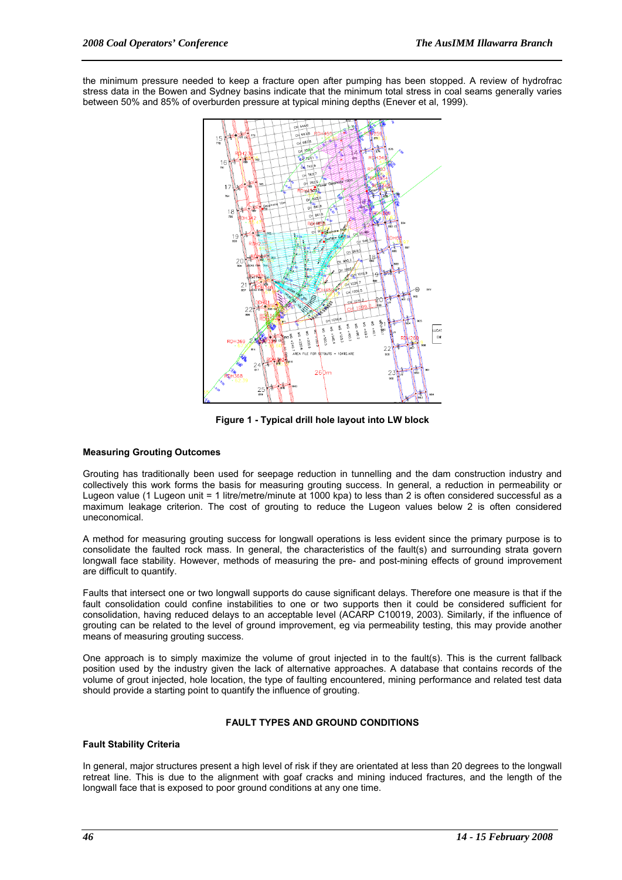the minimum pressure needed to keep a fracture open after pumping has been stopped. A review of hydrofrac stress data in the Bowen and Sydney basins indicate that the minimum total stress in coal seams generally varies between 50% and 85% of overburden pressure at typical mining depths (Enever et al, 1999).

**Figure 1 - Typical drill hole layout into LW block**

### Measuring Grouting Outcomes

Grouting has traditionally been used for seepage reduction in tunnelling and the dam construction industry and collectively this work forms the basis for measuring grouting success. In general, a reduction in permeability or Lugeon value (1 Lugeon unit = 1 litre/metre/minute at 1000 kpa) to less than 2 is often considered successful as a maximum leakage criterion. The cost of grouting to reduce the Lugeon values below 2 is often considered uneconomical.

A method for measuring grouting success for longwall operations is less evident since the primary purpose is to consolidate the faulted rock mass. In general, the characteristics of the fault(s) and surrounding strata govern longwall face stability. However, methods of measuring the pre- and post-mining effects of ground improvement are difficult to quantify.

Faults that intersect one or two longwall supports do cause significant delays. Therefore one measure is that if the fault consolidation could confine instabilities to one or two supports then it could be considered sufficient for consolidation, having reduced delays to an acceptable level (ACARP C10019, 2003). Similarly, if the influence of grouting can be related to the level of ground improvement, eg via permeability testing, this may provide another means of measuring grouting success.

One approach is to simply maximize the volume of grout injected in to the fault(s). This is the current fallback position used by the industry given the lack of alternative approaches. A database that contains records of the volume of grout injected, hole location, the type of faulting encountered, mining performance and related test data should provide a starting point to quantify the influence of grouting.

## FAULT TYPES AND GROUND CONDITIONS

### Fault Stability Criteria

In general, major structures present a high level of risk if they are orientated at less than 20 degrees to the longwall retreat line. This is due to the alignment with goaf cracks and mining induced fractures, and the length of the longwall face that is exposed to poor ground conditions at any one time.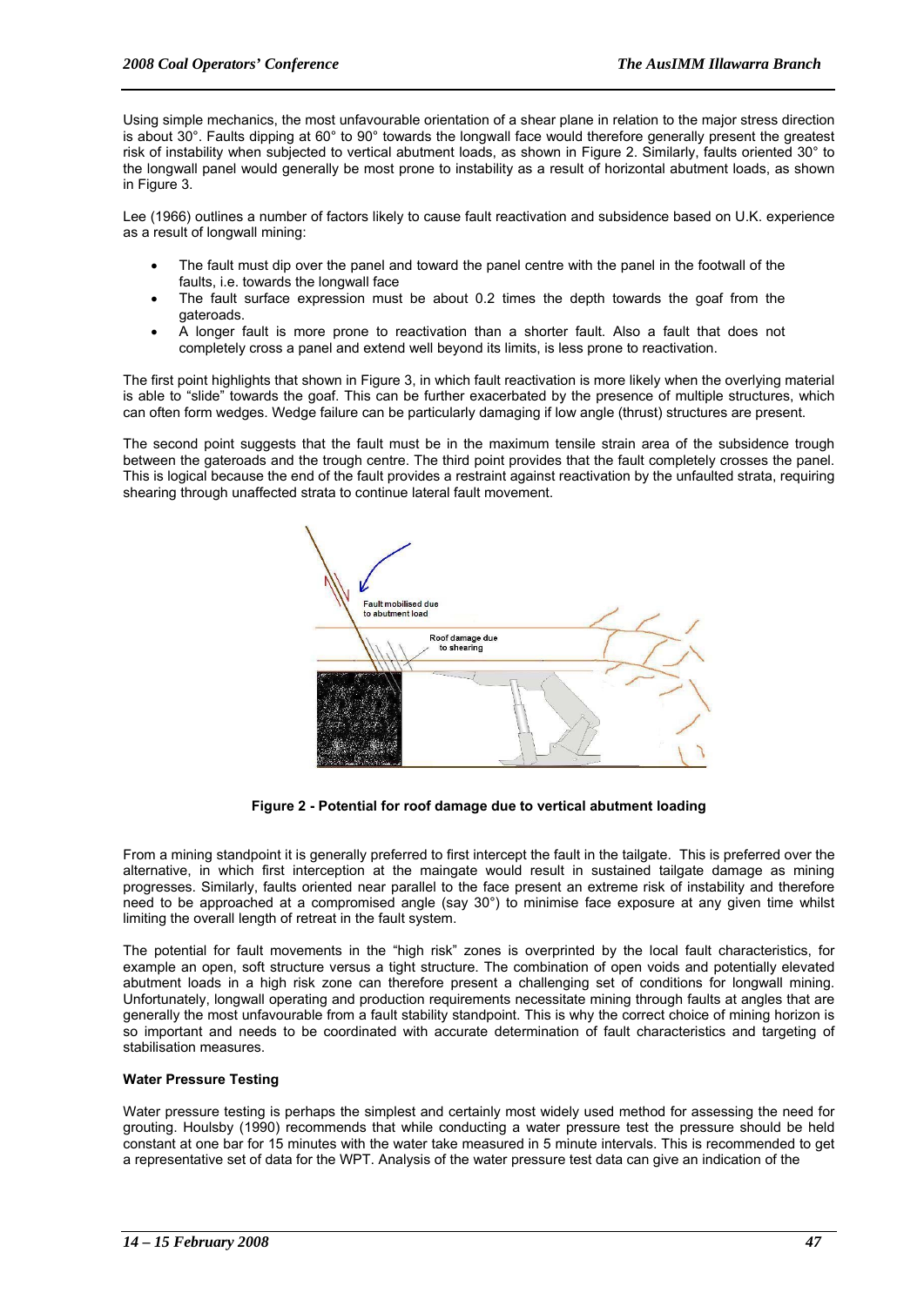Using simple mechanics, the most unfavourable orientation of a shear plane in relation to the major stress direction is about 30°. Faults dipping at 60° to 90° towards the longwall face would therefore generally present the greatest risk of instability when subjected to vertical abutment loads, as shown in Figure 2. Similarly, faults oriented 30° to the longwall panel would generally be most prone to instability as a result of horizontal abutment loads, as shown in Figure 3.

Lee (1966) outlines a number of factors likely to cause fault reactivation and subsidence based on U.K. experience as a result of longwall mining:

- The fault must dip over the panel and toward the panel centre with the panel in the footwall of the faults, i.e. towards the longwall face
- The fault surface expression must be about 0.2 times the depth towards the goaf from the gateroads.
- A longer fault is more prone to reactivation than a shorter fault. Also a fault that does not completely cross a panel and extend well beyond its limits, is less prone to reactivation.

The first point highlights that shown in Figure 3, in which fault reactivation is more likely when the overlying material is able to "slide" towards the goaf. This can be further exacerbated by the presence of multiple structures, which can often form wedges. Wedge failure can be particularly damaging if low angle (thrust) structures are present.

The second point suggests that the fault must be in the maximum tensile strain area of the subsidence trough between the gateroads and the trough centre. The third point provides that the fault completely crosses the panel. This is logical because the end of the fault provides a restraint against reactivation by the unfaulted strata, requiring shearing through unaffected strata to continue lateral fault movement.

Fault mobilised due to abutment load

Roof damage due to shearing

**Figure 2 - Potential for roof damage due to vertical abutment loading**

From a mining standpoint it is generally preferred to first intercept the fault in the tailgate. This is preferred over the alternative, in which first interception at the maingate would result in sustained tailgate damage as mining progresses. Similarly, faults oriented near parallel to the face present an extreme risk of instability and therefore need to be approached at a compromised angle (say 30°) to minimise face exposure at any given time whilst limiting the overall length of retreat in the fault system.

The potential for fault movements in the "high risk" zones is overprinted by the local fault characteristics, for example an open, soft structure versus a tight structure. The combination of open voids and potentially elevated abutment loads in a high risk zone can therefore present a challenging set of conditions for longwall mining. Unfortunately, longwall operating and production requirements necessitate mining through faults at angles that are generally the most unfavourable from a fault stability standpoint. This is why the correct choice of mining horizon is so important and needs to be coordinated with accurate determination of fault characteristics and targeting of stabilisation measures.

**Water Pressure Testing**

Water pressure testing is perhaps the simplest and certainly most widely used method for assessing the need for grouting. Houlsby (1990) recommends that while conducting a water pressure test the pressure should be held constant at one bar for 15 minutes with the water take measured in 5 minute intervals. This is recommended to get a representative set of data for the WPT. Analysis of the water pressure test data can give an indication of the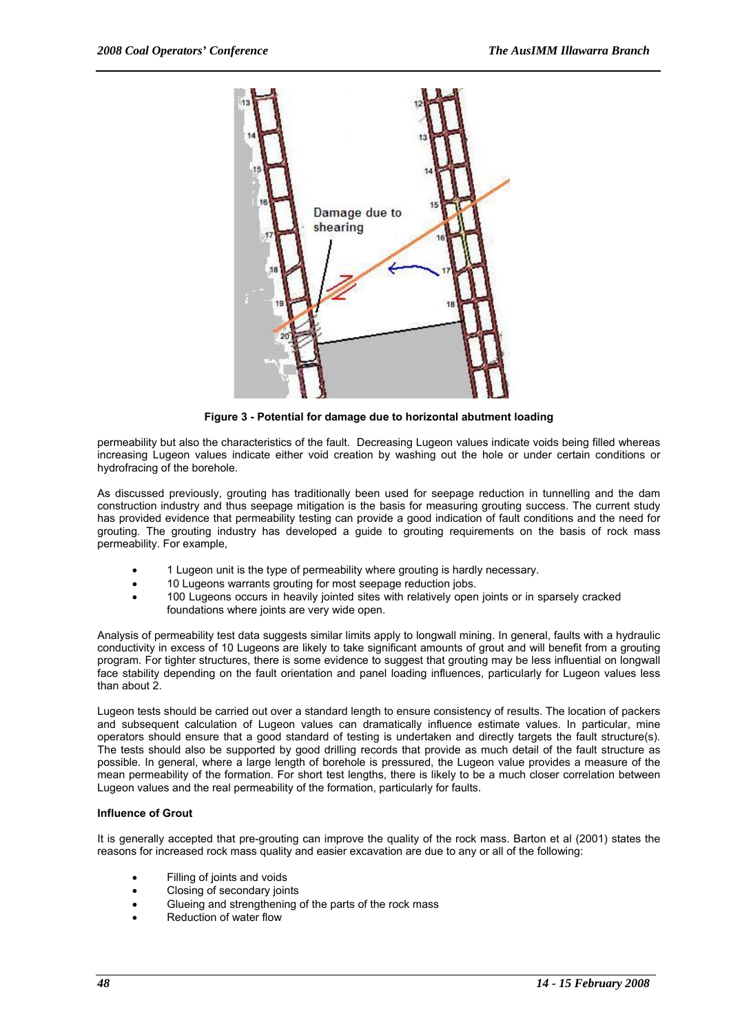Figure 3 - Potential for damage due to horizontal abutment loading

permeability but also the characteristics of the fault. Decreasing Lugeon values indicate voids being filled whereas increasing Lugeon values indicate either void creation by washing out the hole or under certain conditions or hydrofracing of the borehole.

As discussed previously, grouting has traditionally been used for seepage reduction in tunnelling and the dam construction industry and thus seepage mitigation is the basis for measuring grouting success. The current study has provided evidence that permeability testing can provide a good indication of fault conditions and the need for grouting. The grouting industry has developed a guide to grouting requirements on the basis of rock mass permeability. For example,

- 1 Lugeon unit is the type of permeability where grouting is hardly necessary.
- 10 Lugeons warrants grouting for most seepage reduction jobs.
- 100 Lugeons occurs in heavily jointed sites with relatively open joints or in sparsely cracked foundations where joints are very wide open.

Analysis of permeability test data suggests similar limits apply to longwall mining. In general, faults with a hydraulic conductivity in excess of 10 Lugeons are likely to take significant amounts of grout and will benefit from a grouting program. For tighter structures, there is some evidence to suggest that grouting may be less influential on longwall face stability depending on the fault orientation and panel loading influences, particularly for Lugeon values less than about 2.

Lugeon tests should be carried out over a standard length to ensure consistency of results. The location of packers and subsequent calculation of Lugeon values can dramatically influence estimate values. In particular, mine operators should ensure that a good standard of testing is undertaken and directly targets the fault structure(s). The tests should also be supported by good drilling records that provide as much detail of the fault structure as possible. In general, where a large length of borehole is pressured, the Lugeon value provides a measure of the mean permeability of the formation. For short test lengths, there is likely to be a much closer correlation between Lugeon values and the real permeability of the formation, particularly for faults.

**Influence of Grout**

It is generally accepted that pre-grouting can improve the quality of the rock mass. Barton et al (2001) states the reasons for increased rock mass quality and easier excavation are due to any or all of the following:

- Filling of joints and voids
- Closing of secondary joints
- Glueing and strengthening of the parts of the rock mass
- Reduction of water flow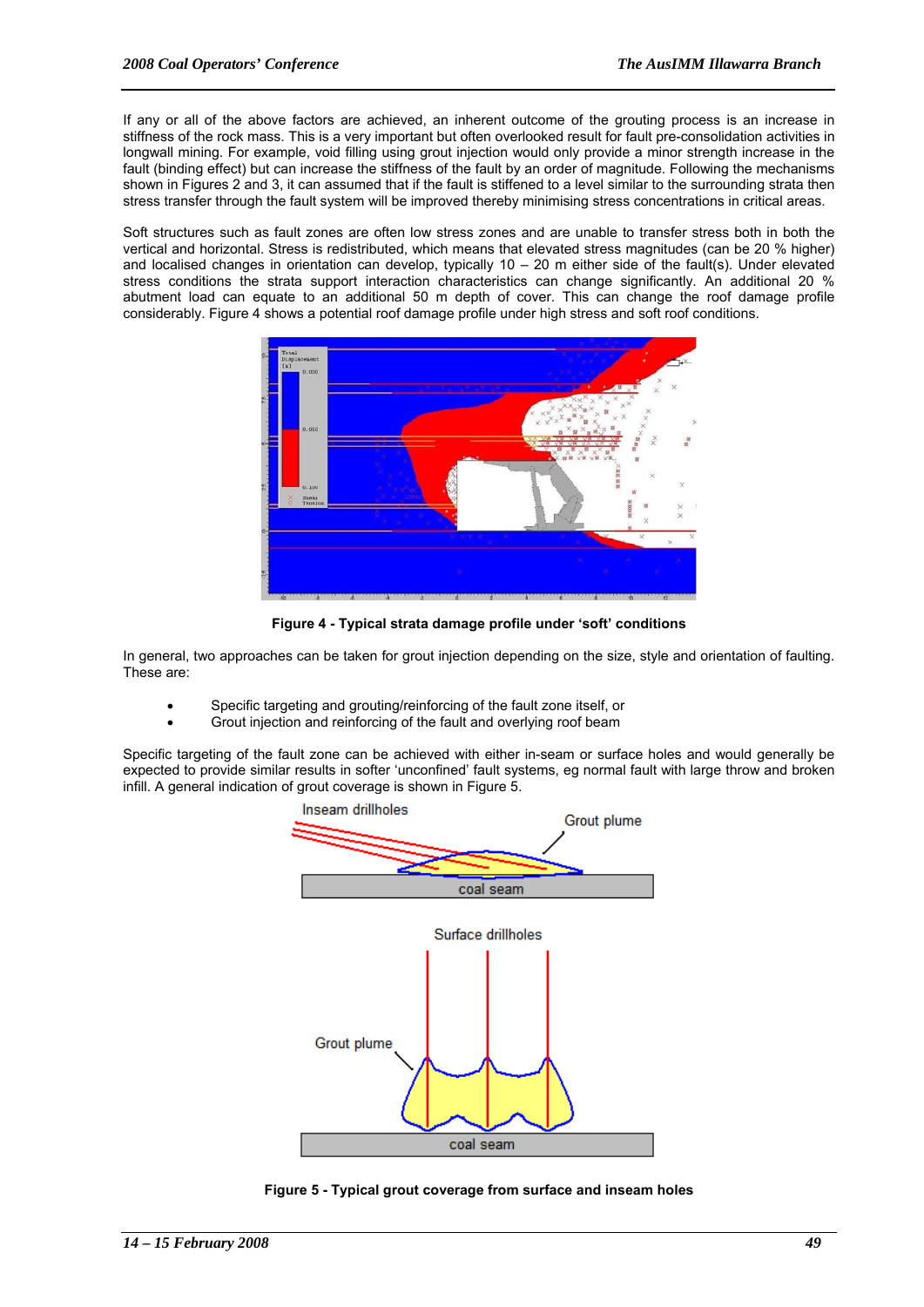If any or all of the above factors are achieved, an inherent outcome of the grouting process is an increase in stiffness of the rock mass. This is a very important but often overlooked result for fault pre-consolidation activities in longwall mining. For example, void filling using grout injection would only provide a minor strength increase in the fault (binding effect) but can increase the stiffness of the fault by an order of magnitude. Following the mechanisms shown in Figures 2 and 3, it can assumed that if the fault is stiffened to a level similar to the surrounding strata then stress transfer through the fault system will be improved thereby minimising stress concentrations in critical areas.

Soft structures such as fault zones are often low stress zones and are unable to transfer stress both in both the vertical and horizontal. Stress is redistributed, which means that elevated stress magnitudes (can be 20 % higher) and localised changes in orientation can develop, typically 10 – 20 m either side of the fault(s). Under elevated stress conditions the strata support interaction characteristics can change significantly. An additional 20 % abutment load can equate to an additional 50 m depth of cover. This can change the roof damage profile considerably. Figure 4 shows a potential roof damage profile under high stress and soft roof conditions.

**Figure 4 - Typical strata damage profile under 'soft' conditions**

In general, two approaches can be taken for grout injection depending on the size, style and orientation of faulting. These are:

- Specific targeting and grouting/reinforcing of the fault zone itself, or
- Grout injection and reinforcing of the fault and overlying roof beam

Specific targeting of the fault zone can be achieved with either in-seam or surface holes and would generally be expected to provide similar results in softer 'unconfined' fault systems, eg normal fault with large throw and broken infill. A general indication of grout coverage is shown in Figure 5.

**Figure 5 - Typical grout coverage from surface and inseam holes**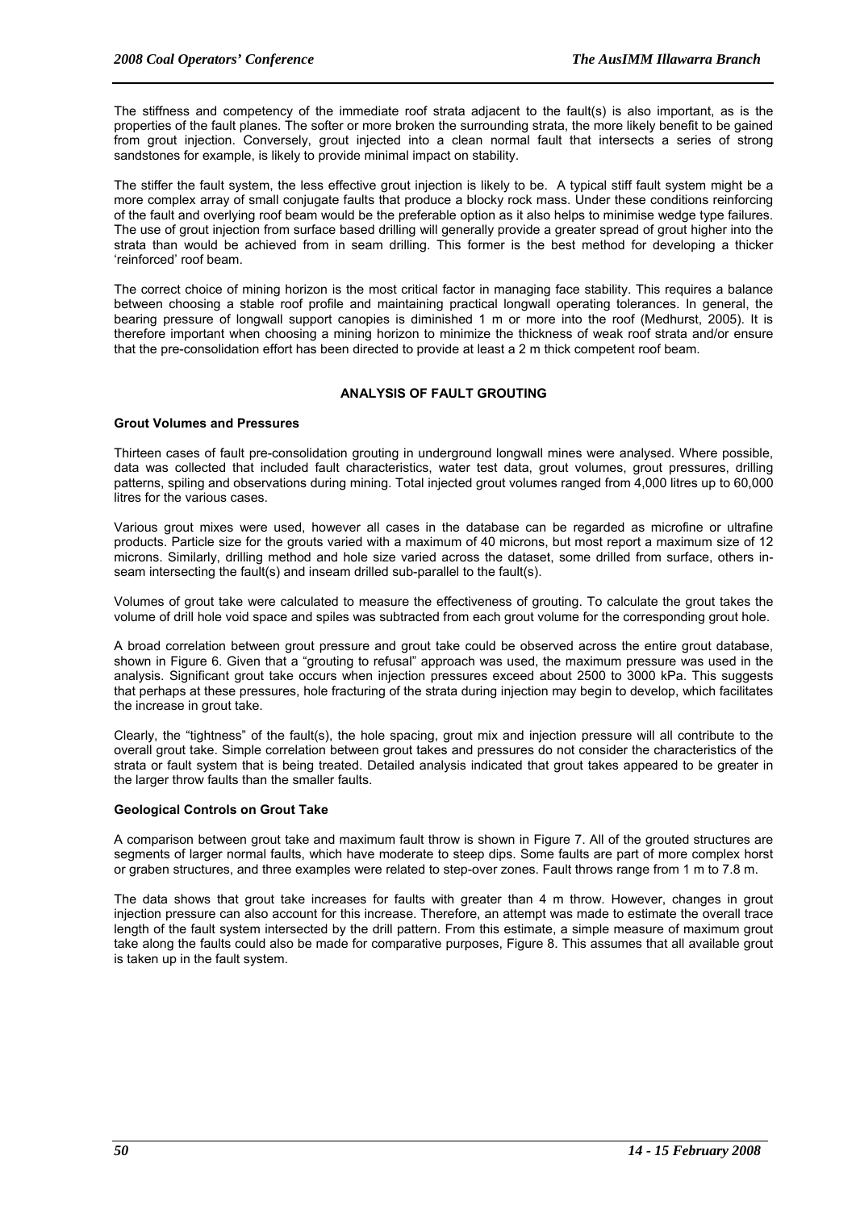The stiffness and competency of the immediate roof strata adjacent to the fault(s) is also important, as is the properties of the fault planes. The softer or more broken the surrounding strata, the more likely benefit to be gained from grout injection. Conversely, grout injected into a clean normal fault that intersects a series of strong sandstones for example, is likely to provide minimal impact on stability.

The stiffer the fault system, the less effective grout injection is likely to be. A typical stiff fault system might be a more complex array of small conjugate faults that produce a blocky rock mass. Under these conditions reinforcing of the fault and overlying roof beam would be the preferable option as it also helps to minimise wedge type failures. The use of grout injection from surface based drilling will generally provide a greater spread of grout higher into the strata than would be achieved from in seam drilling. This former is the best method for developing a thicker 'reinforced' roof beam.

The correct choice of mining horizon is the most critical factor in managing face stability. This requires a balance between choosing a stable roof profile and maintaining practical longwall operating tolerances. In general, the bearing pressure of longwall support canopies is diminished 1 m or more into the roof (Medhurst, 2005). It is therefore important when choosing a mining horizon to minimize the thickness of weak roof strata and/or ensure that the pre-consolidation effort has been directed to provide at least a 2 m thick competent roof beam.

## ANALYSIS OF FAULT GROUTING

### Grout Volumes and Pressures

Thirteen cases of fault pre-consolidation grouting in underground longwall mines were analysed. Where possible, data was collected that included fault characteristics, water test data, grout volumes, grout pressures, drilling patterns, spiling and observations during mining. Total injected grout volumes ranged from 4,000 litres up to 60,000 litres for the various cases.

Various grout mixes were used, however all cases in the database can be regarded as microfine or ultrafine products. Particle size for the grouts varied with a maximum of 40 microns, but most report a maximum size of 12 microns. Similarly, drilling method and hole size varied across the dataset, some drilled from surface, others in-seam intersecting the fault(s) and inseam drilled sub-parallel to the fault(s).

Volumes of grout take were calculated to measure the effectiveness of grouting. To calculate the grout takes the volume of drill hole void space and spiles was subtracted from each grout volume for the corresponding grout hole.

A broad correlation between grout pressure and grout take could be observed across the entire grout database, shown in Figure 6. Given that a "grouting to refusal" approach was used, the maximum pressure was used in the analysis. Significant grout take occurs when injection pressures exceed about 2500 to 3000 kPa. This suggests that perhaps at these pressures, hole fracturing of the strata during injection may begin to develop, which facilitates the increase in grout take.

Clearly, the "tightness" of the fault(s), the hole spacing, grout mix and injection pressure will all contribute to the overall grout take. Simple correlation between grout takes and pressures do not consider the characteristics of the strata or fault system that is being treated. Detailed analysis indicated that grout takes appeared to be greater in the larger throw faults than the smaller faults.

### Geological Controls on Grout Take

A comparison between grout take and maximum fault throw is shown in Figure 7. All of the grouted structures are segments of larger normal faults, which have moderate to steep dips. Some faults are part of more complex horst or graben structures, and three examples were related to step-over zones. Fault throws range from 1 m to 7.8 m.

The data shows that grout take increases for faults with greater than 4 m throw. However, changes in grout injection pressure can also account for this increase. Therefore, an attempt was made to estimate the overall trace length of the fault system intersected by the drill pattern. From this estimate, a simple measure of maximum grout take along the faults could also be made for comparative purposes, Figure 8. This assumes that all available grout is taken up in the fault system.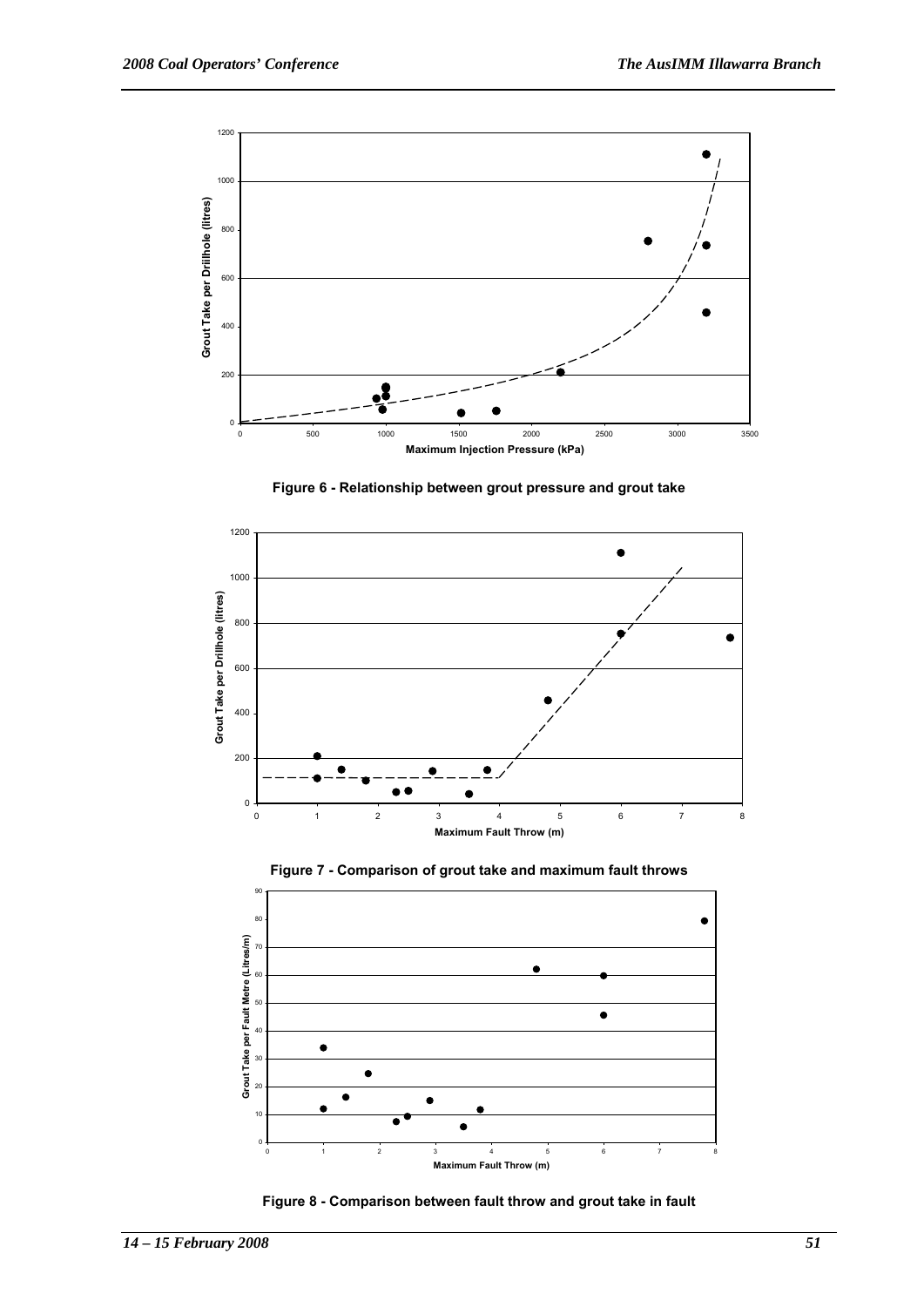Figure 6 - Relationship between grout pressure and grout take

Figure 7 - Comparison of grout take and maximum fault throws

Figure 8 - Comparison between fault throw and grout take in fault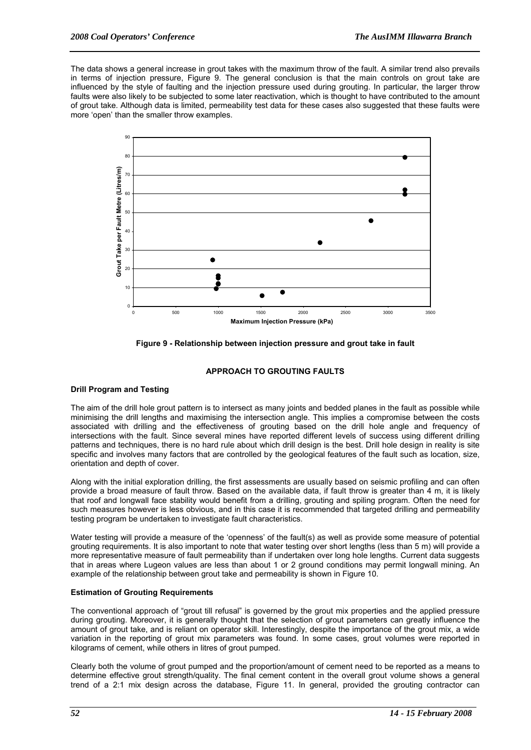The data shows a general increase in grout takes with the maximum throw of the fault. A similar trend also prevails in terms of injection pressure, Figure 9. The general conclusion is that the main controls on grout take are influenced by the style of faulting and the injection pressure used during grouting. In particular, the larger throw faults were also likely to be subjected to some later reactivation, which is thought to have contributed to the amount of grout take. Although data is limited, permeability test data for these cases also suggested that these faults were more 'open' than the smaller throw examples.

**Figure 9 - Relationship between injection pressure and grout take in fault**

## APPROACH TO GROUTING FAULTS

### Drill Program and Testing

The aim of the drill hole grout pattern is to intersect as many joints and bedded planes in the fault as possible while minimising the drill lengths and maximising the intersection angle. This implies a compromise between the costs associated with drilling and the effectiveness of grouting based on the drill hole angle and frequency of intersections with the fault. Since several mines have reported different levels of success using different drilling patterns and techniques, there is no hard rule about which drill design is the best. Drill hole design in reality is site specific and involves many factors that are controlled by the geological features of the fault such as location, size, orientation and depth of cover.

Along with the initial exploration drilling, the first assessments are usually based on seismic profiling and can often provide a broad measure of fault throw. Based on the available data, if fault throw is greater than 4 m, it is likely that roof and longwall face stability would benefit from a drilling, grouting and spiling program. Often the need for such measures however is less obvious, and in this case it is recommended that targeted drilling and permeability testing program be undertaken to investigate fault characteristics.

Water testing will provide a measure of the 'openness' of the fault(s) as well as provide some measure of potential grouting requirements. It is also important to note that water testing over short lengths (less than 5 m) will provide a more representative measure of fault permeability than if undertaken over long hole lengths. Current data suggests that in areas where Lugeon values are less than about 1 or 2 ground conditions may permit longwall mining. An example of the relationship between grout take and permeability is shown in Figure 10.

### Estimation of Grouting Requirements

The conventional approach of "grout till refusal" is governed by the grout mix properties and the applied pressure during grouting. Moreover, it is generally thought that the selection of grout parameters can greatly influence the amount of grout take, and is reliant on operator skill. Interestingly, despite the importance of the grout mix, a wide variation in the reporting of grout mix parameters was found. In some cases, grout volumes were reported in kilograms of cement, while others in litres of grout pumped.

Clearly both the volume of grout pumped and the proportion/amount of cement need to be reported as a means to determine effective grout strength/quality. The final cement content in the overall grout volume shows a general trend of a 2:1 mix design across the database, Figure 11. In general, provided the grouting contractor can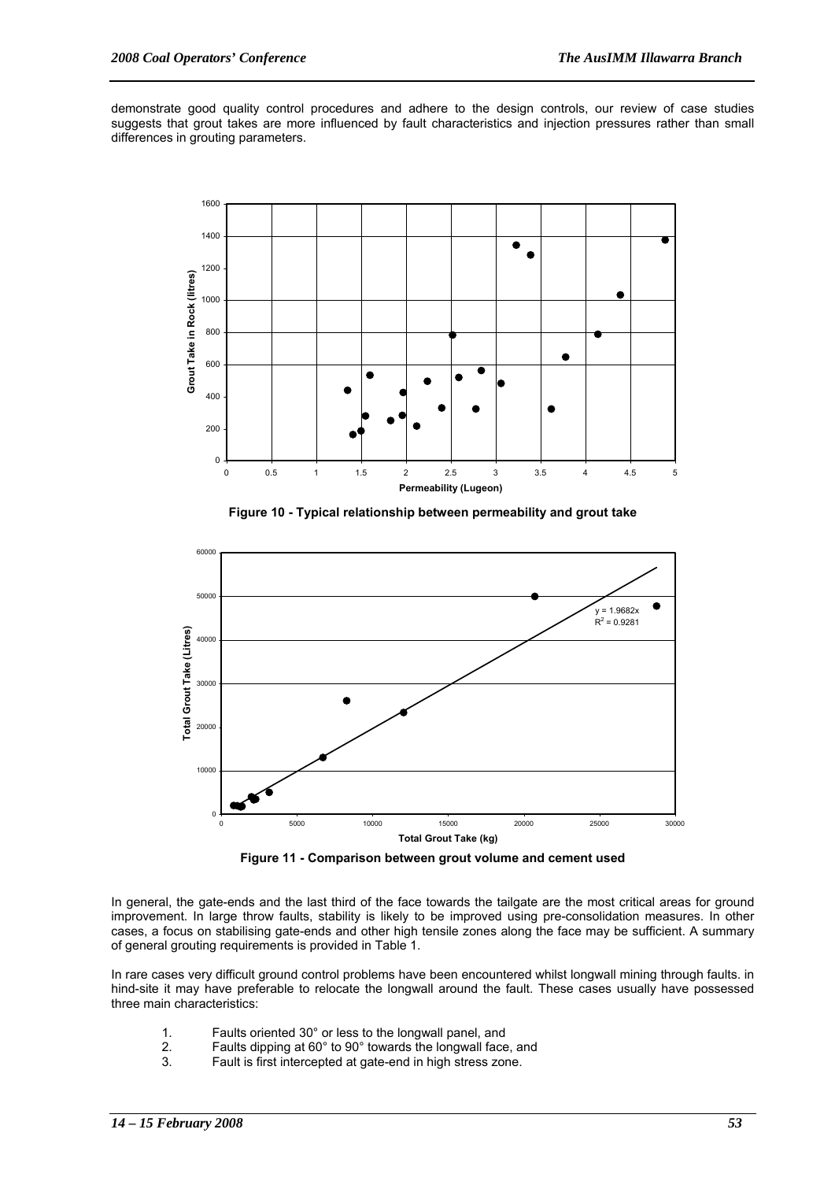demonstrate good quality control procedures and adhere to the design controls, our review of case studies suggests that grout takes are more influenced by fault characteristics and injection pressures rather than small differences in grouting parameters.

**Figure 10 - Typical relationship between permeability and grout take**

**Figure 11 - Comparison between grout volume and cement used**

In general, the gate-ends and the last third of the face towards the tailgate are the most critical areas for ground improvement. In large throw faults, stability is likely to be improved using pre-consolidation measures. In other cases, a focus on stabilising gate-ends and other high tensile zones along the face may be sufficient. A summary of general grouting requirements is provided in Table 1.

In rare cases very difficult ground control problems have been encountered whilst longwall mining through faults. in hind-site it may have preferable to relocate the longwall around the fault. These cases usually have possessed three main characteristics:

1. Faults oriented 30° or less to the longwall panel, and
2. Faults dipping at 60° to 90° towards the longwall face, and
3. Fault is first intercepted at gate-end in high stress zone.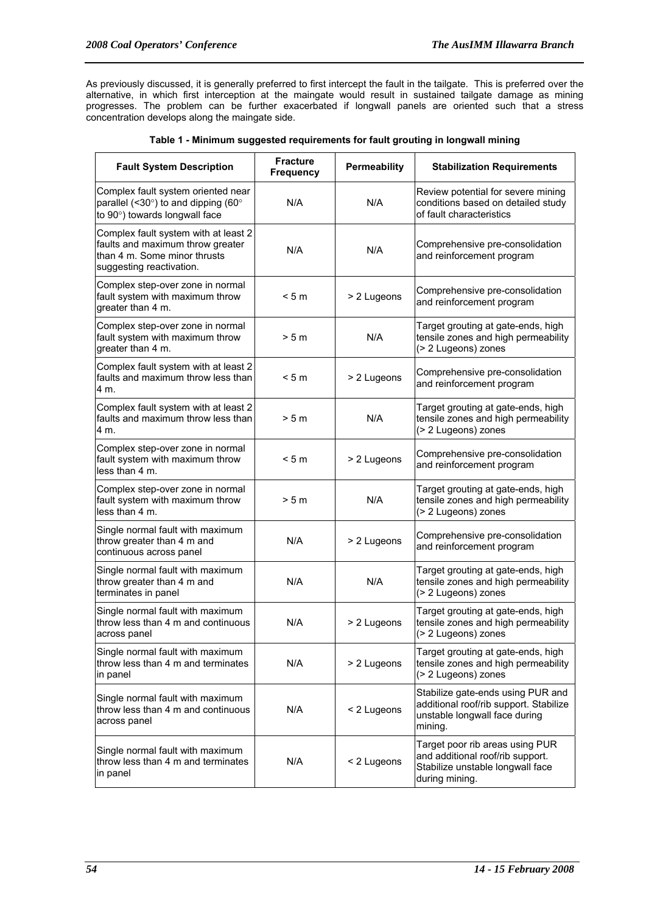As previously discussed, it is generally preferred to first intercept the fault in the tailgate. This is preferred over the alternative, in which first interception at the maingate would result in sustained tailgate damage as mining progresses. The problem can be further exacerbated if longwall panels are oriented such that a stress concentration develops along the maingate side.

**Table 1 - Minimum suggested requirements for fault grouting in longwall mining**

| Fault System Description | Fracture Frequency | Permeability | Stabilization Requirements |
|---|---|---|---|
| Complex fault system oriented near parallel (<30°) to and dipping (60° to 90°) towards longwall face | N/A | N/A | Review potential for severe mining conditions based on detailed study of fault characteristics |
| Complex fault system with at least 2 faults and maximum throw greater than 4 m. Some minor thrusts suggesting reactivation. | N/A | N/A | Comprehensive pre-consolidation and reinforcement program |
| Complex step-over zone in normal fault system with maximum throw greater than 4 m. | < 5 m | > 2 Lugeons | Comprehensive pre-consolidation and reinforcement program |
| Complex step-over zone in normal fault system with maximum throw greater than 4 m. | > 5 m | N/A | Target grouting at gate-ends, high tensile zones and high permeability (> 2 Lugeons) zones |
| Complex fault system with at least 2 faults and maximum throw less than 4 m. | < 5 m | > 2 Lugeons | Comprehensive pre-consolidation and reinforcement program |
| Complex fault system with at least 2 faults and maximum throw less than 4 m. | > 5 m | N/A | Target grouting at gate-ends, high tensile zones and high permeability (> 2 Lugeons) zones |
| Complex step-over zone in normal fault system with maximum throw less than 4 m. | < 5 m | > 2 Lugeons | Comprehensive pre-consolidation and reinforcement program |
| Complex step-over zone in normal fault system with maximum throw less than 4 m. | > 5 m | N/A | Target grouting at gate-ends, high tensile zones and high permeability (> 2 Lugeons) zones |
| Single normal fault with maximum throw greater than 4 m and continuous across panel | N/A | > 2 Lugeons | Comprehensive pre-consolidation and reinforcement program |
| Single normal fault with maximum throw greater than 4 m and terminates in panel | N/A | N/A | Target grouting at gate-ends, high tensile zones and high permeability (> 2 Lugeons) zones |
| Single normal fault with maximum throw less than 4 m and continuous across panel | N/A | > 2 Lugeons | Target grouting at gate-ends, high tensile zones and high permeability (> 2 Lugeons) zones |
| Single normal fault with maximum throw less than 4 m and terminates in panel | N/A | > 2 Lugeons | Target grouting at gate-ends, high tensile zones and high permeability (> 2 Lugeons) zones |
| Single normal fault with maximum throw less than 4 m and continuous across panel | N/A | < 2 Lugeons | Stabilize gate-ends using PUR and additional roof/rib support. Stabilize unstable longwall face during mining. |
| Single normal fault with maximum throw less than 4 m and terminates in panel | N/A | < 2 Lugeons | Target poor rib areas using PUR and additional roof/rib support. Stabilize unstable longwall face during mining. |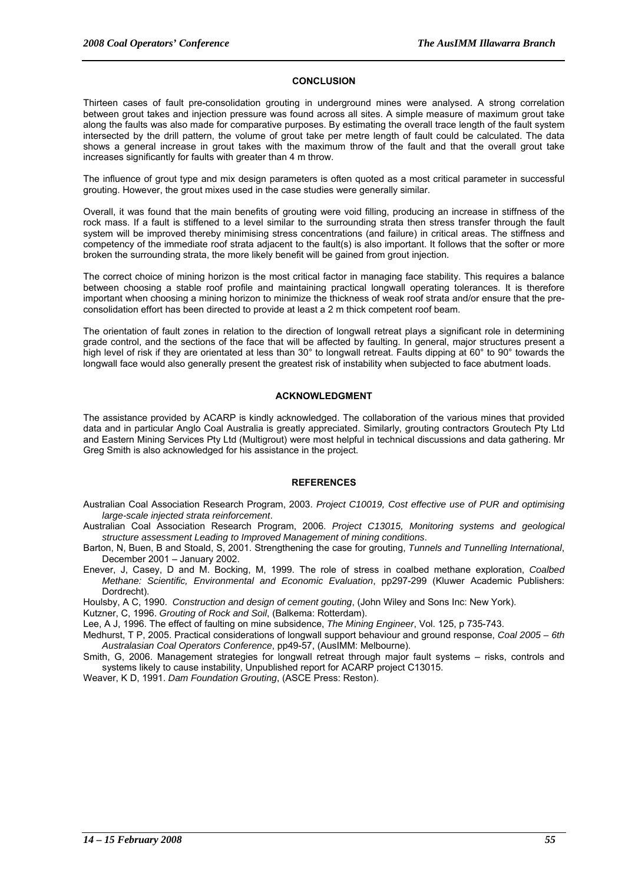## CONCLUSION

Thirteen cases of fault pre-consolidation grouting in underground mines were analysed. A strong correlation between grout takes and injection pressure was found across all sites. A simple measure of maximum grout take along the faults was also made for comparative purposes. By estimating the overall trace length of the fault system intersected by the drill pattern, the volume of grout take per metre length of fault could be calculated. The data shows a general increase in grout takes with the maximum throw of the fault and that the overall grout take increases significantly for faults with greater than 4 m throw.

The influence of grout type and mix design parameters is often quoted as a most critical parameter in successful grouting. However, the grout mixes used in the case studies were generally similar.

Overall, it was found that the main benefits of grouting were void filling, producing an increase in stiffness of the rock mass. If a fault is stiffened to a level similar to the surrounding strata then stress transfer through the fault system will be improved thereby minimising stress concentrations (and failure) in critical areas. The stiffness and competency of the immediate roof strata adjacent to the fault(s) is also important. It follows that the softer or more broken the surrounding strata, the more likely benefit will be gained from grout injection.

The correct choice of mining horizon is the most critical factor in managing face stability. This requires a balance between choosing a stable roof profile and maintaining practical longwall operating tolerances. It is therefore important when choosing a mining horizon to minimize the thickness of weak roof strata and/or ensure that the pre-consolidation effort has been directed to provide at least a 2 m thick competent roof beam.

The orientation of fault zones in relation to the direction of longwall retreat plays a significant role in determining grade control, and the sections of the face that will be affected by faulting. In general, major structures present a high level of risk if they are orientated at less than 30° to longwall retreat. Faults dipping at 60° to 90° towards the longwall face would also generally present the greatest risk of instability when subjected to face abutment loads.

## ACKNOWLEDGMENT

The assistance provided by ACARP is kindly acknowledged. The collaboration of the various mines that provided data and in particular Anglo Coal Australia is greatly appreciated. Similarly, grouting contractors Groutech Pty Ltd and Eastern Mining Services Pty Ltd (Multigrout) were most helpful in technical discussions and data gathering. Mr Greg Smith is also acknowledged for his assistance in the project.

## REFERENCES

Australian Coal Association Research Program, 2003. *Project C10019, Cost effective use of PUR and optimising large-scale injected strata reinforcement*.

Australian Coal Association Research Program, 2006. *Project C13015, Monitoring systems and geological structure assessment Leading to Improved Management of mining conditions*.

Barton, N, Buen, B and Stoald, S, 2001. Strengthening the case for grouting, *Tunnels and Tunnelling International*, December 2001 – January 2002.

Enever, J, Casey, D and M. Bocking, M, 1999. The role of stress in coalbed methane exploration, *Coalbed Methane: Scientific, Environmental and Economic Evaluation*, pp297-299 (Kluwer Academic Publishers: Dordrecht).

Houlsby, A C, 1990. *Construction and design of cement gouting*, (John Wiley and Sons Inc: New York).

Kutzner, C, 1996. *Grouting of Rock and Soil*, (Balkema: Rotterdam).

Lee, A J, 1996. The effect of faulting on mine subsidence, *The Mining Engineer*, Vol. 125, p 735-743.

Medhurst, T P, 2005. Practical considerations of longwall support behaviour and ground response, *Coal 2005 – 6th Australasian Coal Operators Conference*, pp49-57, (AusIMM: Melbourne).

Smith, G, 2006. Management strategies for longwall retreat through major fault systems – risks, controls and systems likely to cause instability, Unpublished report for ACARP project C13015.

Weaver, K D, 1991. *Dam Foundation Grouting*, (ASCE Press: Reston).